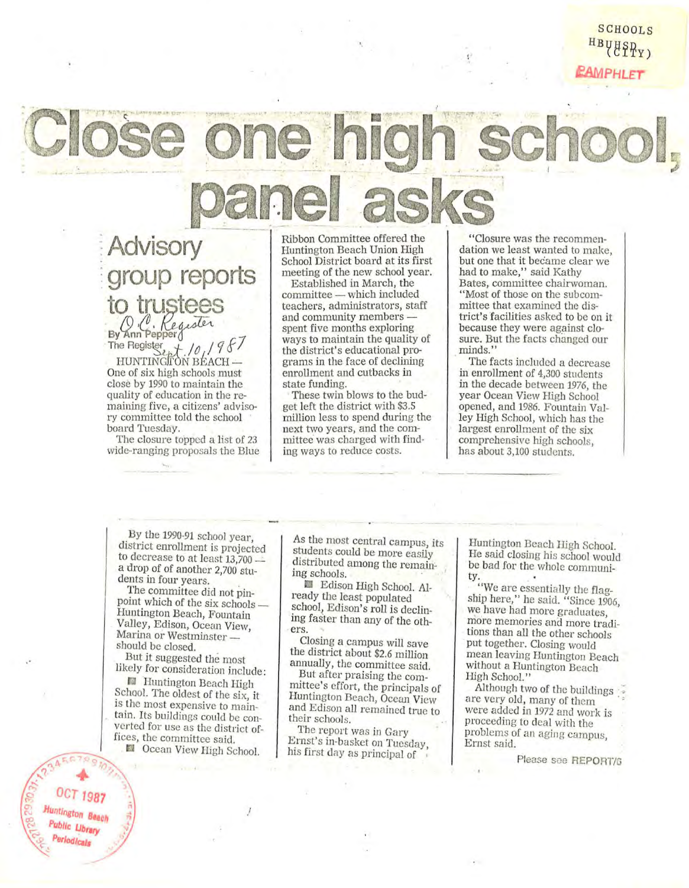SCHOOLS
HBUHSD (CITY)
PAMPHLET

# Close one high school, panel asks

## Advisory group reports to trustees

By Ann Pepper
The Register
O.C. Register Sept. 10, 1987

HUNTINGTON BEACH — One of six high schools must close by 1990 to maintain the quality of education in the remaining five, a citizens' advisory committee told the school board Tuesday.

The closure topped a list of 23 wide-ranging proposals the Blue Ribbon Committee offered the Huntington Beach Union High School District board at its first meeting of the new school year.

Established in March, the committee — which included teachers, administrators, staff and community members — spent five months exploring ways to maintain the quality of the district's educational programs in the face of declining enrollment and cutbacks in state funding.

These twin blows to the budget left the district with $3.5 million less to spend during the next two years, and the committee was charged with finding ways to reduce costs.

"Closure was the recommendation we least wanted to make, but one that it became clear we had to make," said Kathy Bates, committee chairwoman. "Most of those on the subcommittee that examined the district's facilities asked to be on it because they were against closure. But the facts changed our minds."

The facts included a decrease in enrollment of 4,300 students in the decade between 1976, the year Ocean View High School opened, and 1986. Fountain Valley High School, which has the largest enrollment of the six comprehensive high schools, has about 3,100 students.

By the 1990-91 school year, district enrollment is projected to decrease to at least 13,700 — a drop of of another 2,700 students in four years.

The committee did not pinpoint which of the six schools — Huntington Beach, Fountain Valley, Edison, Ocean View, Marina or Westminster — should be closed.

But it suggested the most likely for consideration include:

- Huntington Beach High School. The oldest of the six, it is the most expensive to maintain. Its buildings could be converted for use as the district offices, the committee said.
- Ocean View High School. As the most central campus, its students could be more easily distributed among the remaining schools.
- Edison High School. Already the least populated school, Edison's roll is declining faster than any of the others.

Closing a campus will save the district about $2.6 million annually, the committee said.

But after praising the committee's effort, the principals of Huntington Beach, Ocean View and Edison all remained true to their schools.

The report was in Gary Ernst's in-basket on Tuesday, his first day as principal of Huntington Beach High School. He said closing his school would be bad for the whole community.

"We are essentially the flagship here," he said. "Since 1906, we have had more graduates, more memories and more traditions than all the other schools put together. Closing would mean leaving Huntington Beach without a Huntington Beach High School."

Although two of the buildings are very old, many of them were added in 1972 and work is proceeding to deal with the problems of an aging campus, Ernst said.

Please see REPORT/6

OCT 1987
Huntington Beach Public Library Periodicals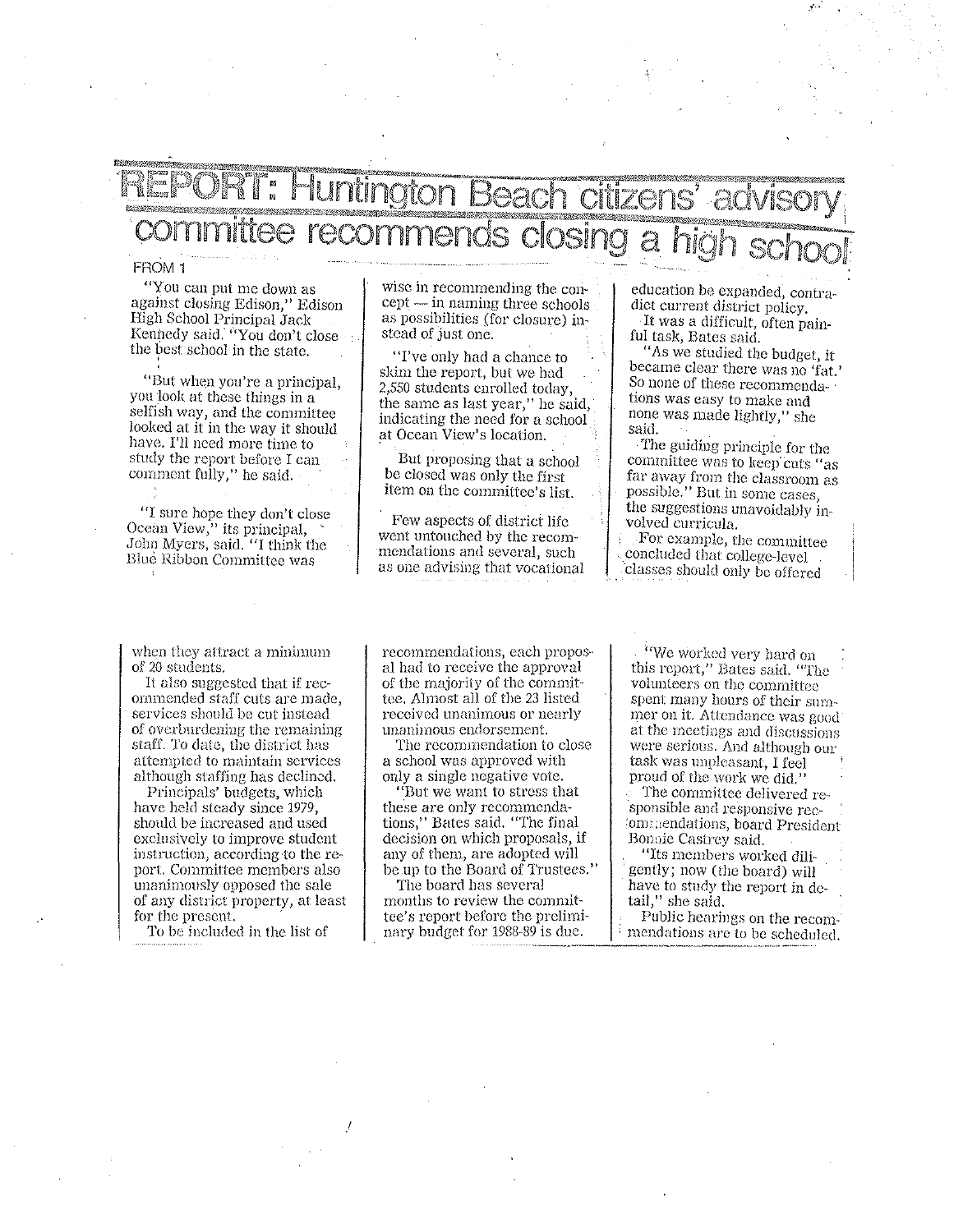# REPORT: Huntington Beach citizens' advisory committee recommends closing a high school

FROM 1

"You can put me down as against closing Edison," Edison High School Principal Jack Kennedy said. "You don't close the best school in the state.

"But when you're a principal, you look at these things in a selfish way, and the committee looked at it in the way it should have. I'll need more time to study the report before I can comment fully," he said.

"I sure hope they don't close Ocean View," its principal, John Myers, said. "I think the Blue Ribbon Committee was wise in recommending the concept — in naming three schools as possibilities (for closure) instead of just one.

"I've only had a chance to skim the report, but we had 2,550 students enrolled today, the same as last year," he said, indicating the need for a school at Ocean View's location.

But proposing that a school be closed was only the first item on the committee's list.

Few aspects of district life went untouched by the recommendations and several, such as one advising that vocational education be expanded, contradict current district policy.

It was a difficult, often painful task, Bates said.

"As we studied the budget, it became clear there was no 'fat.' So none of these recommendations was easy to make and none was made lightly," she said.

The guiding principle for the committee was to keep cuts "as far away from the classroom as possible." But in some cases, the suggestions unavoidably involved curricula.

For example, the committee concluded that college-level classes should only be offered when they attract a minimum of 20 students.

It also suggested that if recommended staff cuts are made, services should be cut instead of overburdening the remaining staff. To date, the district has attempted to maintain services although staffing has declined.

Principals' budgets, which have held steady since 1979, should be increased and used exclusively to improve student instruction, according to the report. Committee members also unanimously opposed the sale of any district property, at least for the present.

To be included in the list of recommendations, each proposal had to receive the approval of the majority of the committee. Almost all of the 23 listed received unanimous or nearly unanimous endorsement.

The recommendation to close a school was approved with only a single negative vote.

"But we want to stress that these are only recommendations," Bates said. "The final decision on which proposals, if any of them, are adopted will be up to the Board of Trustees."

The board has several months to review the committee's report before the preliminary budget for 1988-89 is due.

"We worked very hard on this report," Bates said. "The volunteers on the committee spent many hours of their summer on it. Attendance was good at the meetings and discussions were serious. And although our task was unpleasant, I feel proud of the work we did."

The committee delivered responsible and responsive recommendations, board President Bonnie Castrey said.

"Its members worked diligently; now (the board) will have to study the report in detail," she said.

Public hearings on the recommendations are to be scheduled.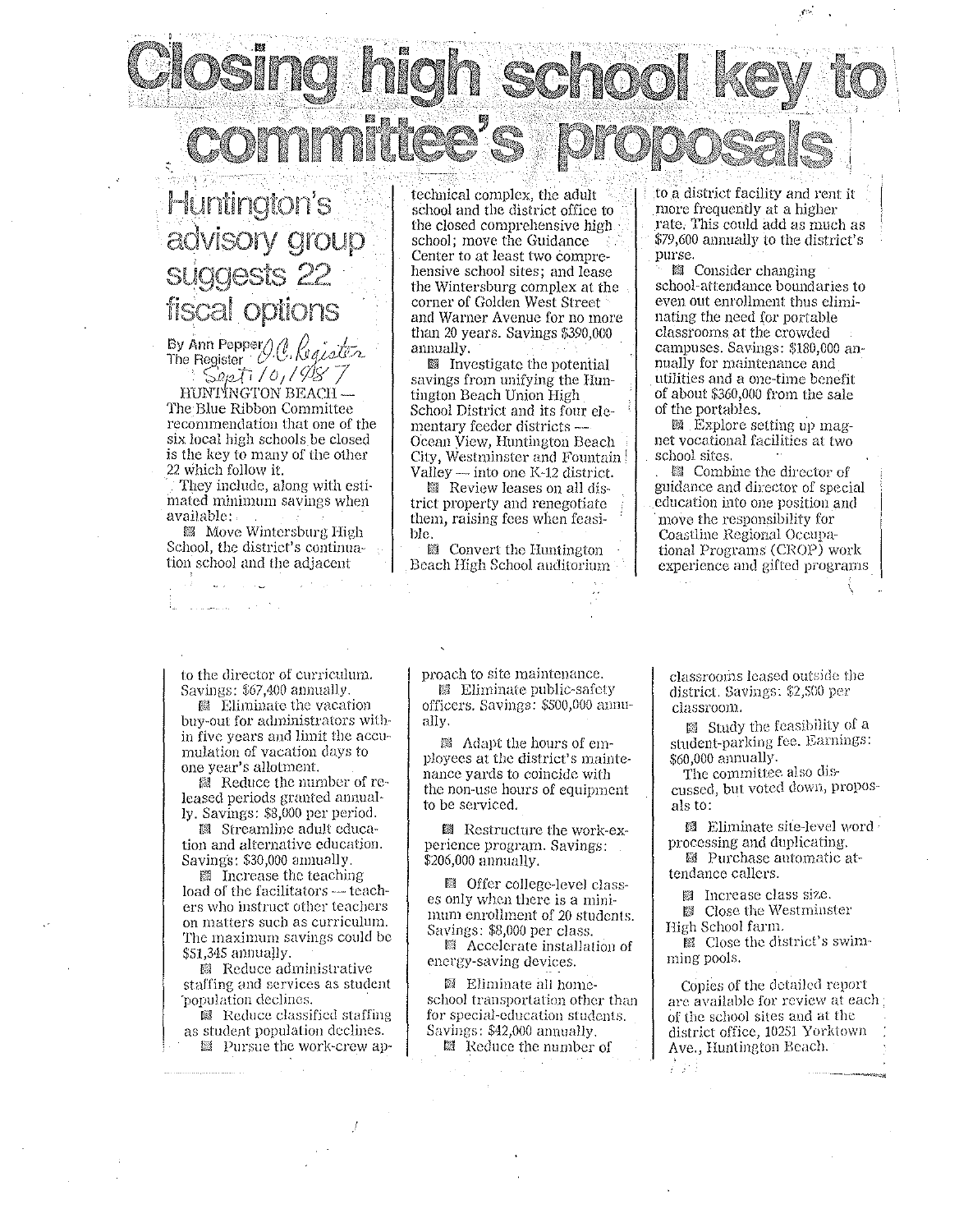# Closing high school key to committee's proposals

## Huntington's advisory group suggests 22 fiscal options

By Ann Pepper
The Register
*O.C. Register Sept. 10, 1987*

HUNTINGTON BEACH — The Blue Ribbon Committee recommendation that one of the six local high schools be closed is the key to many of the other 22 which follow it.

They include, along with estimated minimum savings when available:

- Move Wintersburg High School, the district's continuation school and the adjacent technical complex, the adult school and the district office to the closed comprehensive high school; move the Guidance Center to at least two comprehensive school sites; and lease the Wintersburg complex at the corner of Golden West Street and Warner Avenue for no more than 20 years. Savings $390,000 annually.
- Investigate the potential savings from unifying the Huntington Beach Union High School District and its four elementary feeder districts — Ocean View, Huntington Beach City, Westminster and Fountain Valley — into one K-12 district.
- Review leases on all district property and renegotiate them, raising fees when feasible.
- Convert the Huntington Beach High School auditorium to a district facility and rent it more frequently at a higher rate. This could add as much as $79,600 annually to the district's purse.
- Consider changing school-attendance boundaries to even out enrollment thus eliminating the need for portable classrooms at the crowded campuses. Savings: $180,000 annually for maintenance and utilities and a one-time benefit of about $360,000 from the sale of the portables.
- Explore setting up magnet vocational facilities at two school sites.
- Combine the director of guidance and director of special education into one position and move the responsibility for Coastline Regional Occupational Programs (CROP) work experience and gifted programs to the director of curriculum. Savings: $67,400 annually.
- Eliminate the vacation buy-out for administrators within five years and limit the accumulation of vacation days to one year's allotment.
- Reduce the number of released periods granted annually. Savings: $8,000 per period.
- Streamline adult education and alternative education. Savings: $30,000 annually.
- Increase the teaching load of the facilitators — teachers who instruct other teachers on matters such as curriculum. The maximum savings could be $51,345 annually.
- Reduce administrative staffing and services as student population declines.
- Reduce classified staffing as student population declines.
- Pursue the work-crew approach to site maintenance.
- Eliminate public-safety officers. Savings: $500,000 annually.
- Adapt the hours of employees at the district's maintenance yards to coincide with the non-use hours of equipment to be serviced.
- Restructure the work-experience program. Savings: $206,000 annually.
- Offer college-level classes only when there is a minimum enrollment of 20 students. Savings: $8,000 per class.
- Accelerate installation of energy-saving devices.
- Eliminate all home-school transportation other than for special-education students. Savings: $42,000 annually.
- Reduce the number of classrooms leased outside the district. Savings: $2,500 per classroom.
- Study the feasibility of a student-parking fee. Earnings: $60,000 annually.

The committee also discussed, but voted down, proposals to:

- Eliminate site-level word processing and duplicating.
- Purchase automatic attendance callers.
- Increase class size.
- Close the Westminster High School farm.
- Close the district's swimming pools.

Copies of the detailed report are available for review at each of the school sites and at the district office, 10251 Yorktown Ave., Huntington Beach.